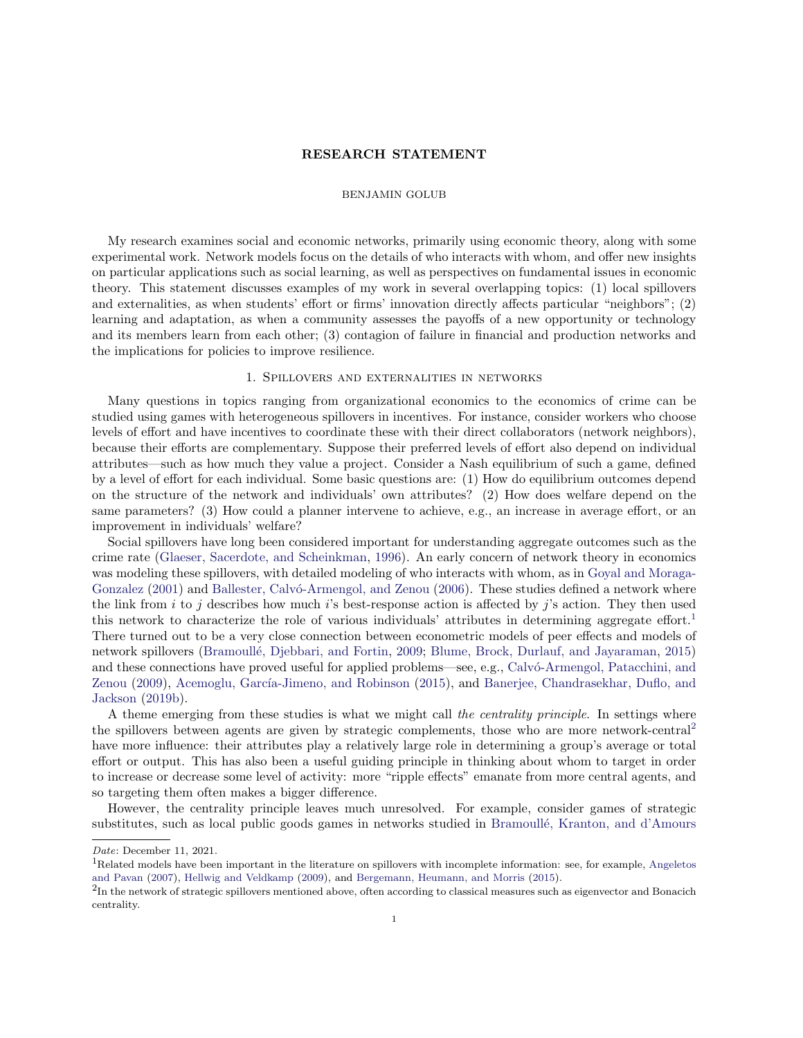# RESEARCH STATEMENT

BENJAMIN GOLUB

My research examines social and economic networks, primarily using economic theory, along with some experimental work. Network models focus on the details of who interacts with whom, and offer new insights on particular applications such as social learning, as well as perspectives on fundamental issues in economic theory. This statement discusses examples of my work in several overlapping topics: (1) local spillovers and externalities, as when students' effort or firms' innovation directly affects particular "neighbors"; (2) learning and adaptation, as when a community assesses the payoffs of a new opportunity or technology and its members learn from each other; (3) contagion of failure in financial and production networks and the implications for policies to improve resilience.

## 1. Spillovers and externalities in networks

Many questions in topics ranging from organizational economics to the economics of crime can be studied using games with heterogeneous spillovers in incentives. For instance, consider workers who choose levels of effort and have incentives to coordinate these with their direct collaborators (network neighbors), because their efforts are complementary. Suppose their preferred levels of effort also depend on individual attributes—such as how much they value a project. Consider a Nash equilibrium of such a game, defined by a level of effort for each individual. Some basic questions are: (1) How do equilibrium outcomes depend on the structure of the network and individuals' own attributes? (2) How does welfare depend on the same parameters? (3) How could a planner intervene to achieve, e.g., an increase in average effort, or an improvement in individuals' welfare?

Social spillovers have long been considered important for understanding aggregate outcomes such as the crime rate (Glaeser, Sacerdote, and Scheinkman, 1996). An early concern of network theory in economics was modeling these spillovers, with detailed modeling of who interacts with whom, as in Goyal and Moraga-Gonzalez (2001) and Ballester, Calvó-Armengol, and Zenou (2006). These studies defined a network where the link from $i$ to $j$ describes how much $i$'s best-response action is affected by $j$'s action. They then used this network to characterize the role of various individuals' attributes in determining aggregate effort.[1] There turned out to be a very close connection between econometric models of peer effects and models of network spillovers (Bramoullé, Djebbari, and Fortin, 2009; Blume, Brock, Durlauf, and Jayaraman, 2015) and these connections have proved useful for applied problems—see, e.g., Calvó-Armengol, Patacchini, and Zenou (2009), Acemoglu, García-Jimeno, and Robinson (2015), and Banerjee, Chandrasekhar, Duflo, and Jackson (2019b).

A theme emerging from these studies is what we might call *the centrality principle*. In settings where the spillovers between agents are given by strategic complements, those who are more network-central[2] have more influence: their attributes play a relatively large role in determining a group's average or total effort or output. This has also been a useful guiding principle in thinking about whom to target in order to increase or decrease some level of activity: more "ripple effects" emanate from more central agents, and so targeting them often makes a bigger difference.

However, the centrality principle leaves much unresolved. For example, consider games of strategic substitutes, such as local public goods games in networks studied in Bramoullé, Kranton, and d'Amours

*Date*: December 11, 2021.

[1] Related models have been important in the literature on spillovers with incomplete information: see, for example, Angeletos and Pavan (2007), Hellwig and Veldkamp (2009), and Bergemann, Heumann, and Morris (2015).

[2] In the network of strategic spillovers mentioned above, often according to classical measures such as eigenvector and Bonacich centrality.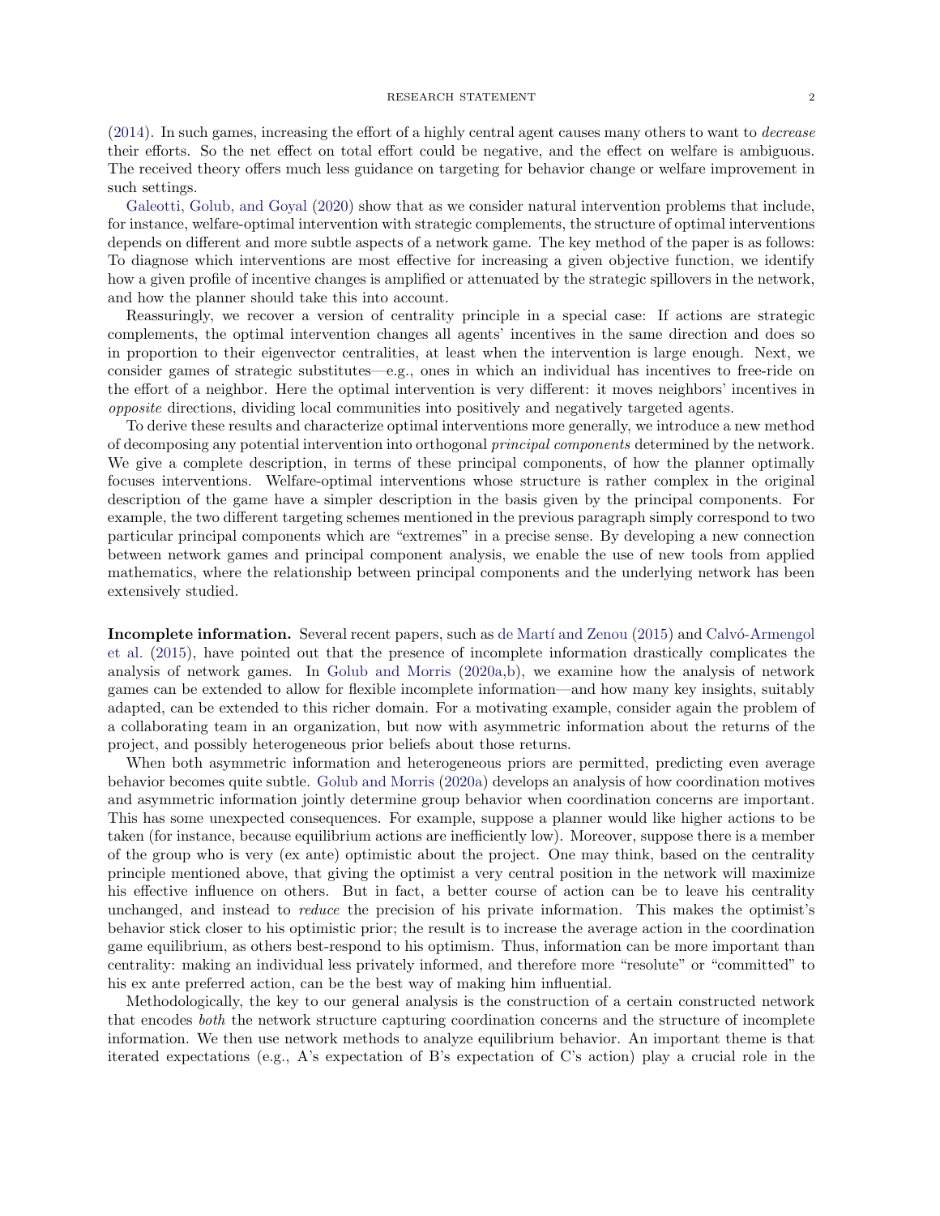(2014). In such games, increasing the effort of a highly central agent causes many others to want to *decrease* their efforts. So the net effect on total effort could be negative, and the effect on welfare is ambiguous. The received theory offers much less guidance on targeting for behavior change or welfare improvement in such settings.

Galeotti, Golub, and Goyal (2020) show that as we consider natural intervention problems that include, for instance, welfare-optimal intervention with strategic complements, the structure of optimal interventions depends on different and more subtle aspects of a network game. The key method of the paper is as follows: To diagnose which interventions are most effective for increasing a given objective function, we identify how a given profile of incentive changes is amplified or attenuated by the strategic spillovers in the network, and how the planner should take this into account.

Reassuringly, we recover a version of centrality principle in a special case: If actions are strategic complements, the optimal intervention changes all agents' incentives in the same direction and does so in proportion to their eigenvector centralities, at least when the intervention is large enough. Next, we consider games of strategic substitutes—e.g., ones in which an individual has incentives to free-ride on the effort of a neighbor. Here the optimal intervention is very different: it moves neighbors' incentives in *opposite* directions, dividing local communities into positively and negatively targeted agents.

To derive these results and characterize optimal interventions more generally, we introduce a new method of decomposing any potential intervention into orthogonal *principal components* determined by the network. We give a complete description, in terms of these principal components, of how the planner optimally focuses interventions. Welfare-optimal interventions whose structure is rather complex in the original description of the game have a simpler description in the basis given by the principal components. For example, the two different targeting schemes mentioned in the previous paragraph simply correspond to two particular principal components which are "extremes" in a precise sense. By developing a new connection between network games and principal component analysis, we enable the use of new tools from applied mathematics, where the relationship between principal components and the underlying network has been extensively studied.

**Incomplete information.** Several recent papers, such as de Martí and Zenou (2015) and Calvó-Armengol et al. (2015), have pointed out that the presence of incomplete information drastically complicates the analysis of network games. In Golub and Morris (2020a,b), we examine how the analysis of network games can be extended to allow for flexible incomplete information—and how many key insights, suitably adapted, can be extended to this richer domain. For a motivating example, consider again the problem of a collaborating team in an organization, but now with asymmetric information about the returns of the project, and possibly heterogeneous prior beliefs about those returns.

When both asymmetric information and heterogeneous priors are permitted, predicting even average behavior becomes quite subtle. Golub and Morris (2020a) develops an analysis of how coordination motives and asymmetric information jointly determine group behavior when coordination concerns are important. This has some unexpected consequences. For example, suppose a planner would like higher actions to be taken (for instance, because equilibrium actions are inefficiently low). Moreover, suppose there is a member of the group who is very (ex ante) optimistic about the project. One may think, based on the centrality principle mentioned above, that giving the optimist a very central position in the network will maximize his effective influence on others. But in fact, a better course of action can be to leave his centrality unchanged, and instead to *reduce* the precision of his private information. This makes the optimist's behavior stick closer to his optimistic prior; the result is to increase the average action in the coordination game equilibrium, as others best-respond to his optimism. Thus, information can be more important than centrality: making an individual less privately informed, and therefore more "resolute" or "committed" to his ex ante preferred action, can be the best way of making him influential.

Methodologically, the key to our general analysis is the construction of a certain constructed network that encodes *both* the network structure capturing coordination concerns and the structure of incomplete information. We then use network methods to analyze equilibrium behavior. An important theme is that iterated expectations (e.g., A's expectation of B's expectation of C's action) play a crucial role in the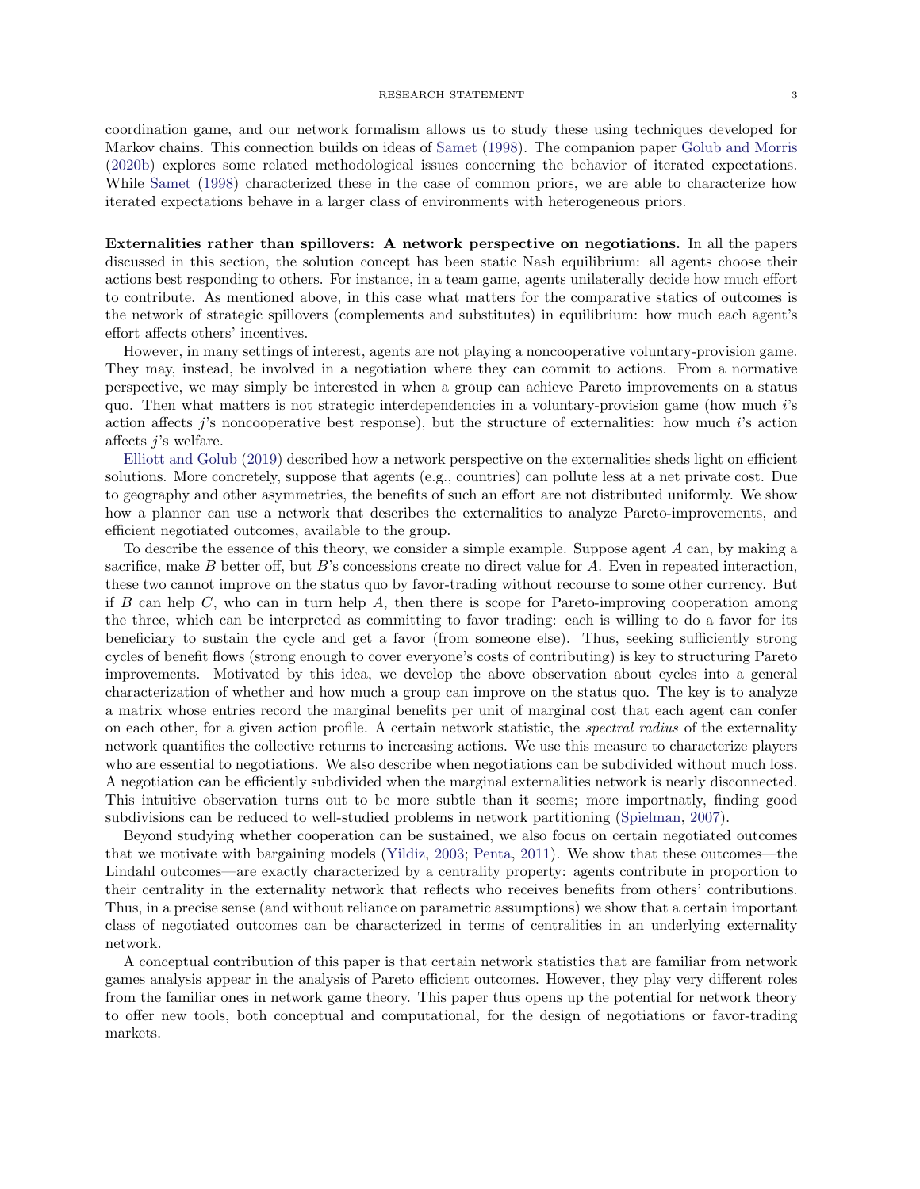coordination game, and our network formalism allows us to study these using techniques developed for Markov chains. This connection builds on ideas of Samet (1998). The companion paper Golub and Morris (2020b) explores some related methodological issues concerning the behavior of iterated expectations. While Samet (1998) characterized these in the case of common priors, we are able to characterize how iterated expectations behave in a larger class of environments with heterogeneous priors.

**Externalities rather than spillovers: A network perspective on negotiations.** In all the papers discussed in this section, the solution concept has been static Nash equilibrium: all agents choose their actions best responding to others. For instance, in a team game, agents unilaterally decide how much effort to contribute. As mentioned above, in this case what matters for the comparative statics of outcomes is the network of strategic spillovers (complements and substitutes) in equilibrium: how much each agent's effort affects others' incentives.

However, in many settings of interest, agents are not playing a noncooperative voluntary-provision game. They may, instead, be involved in a negotiation where they can commit to actions. From a normative perspective, we may simply be interested in when a group can achieve Pareto improvements on a status quo. Then what matters is not strategic interdependencies in a voluntary-provision game (how much $i$'s action affects $j$'s noncooperative best response), but the structure of externalities: how much $i$'s action affects $j$'s welfare.

Elliott and Golub (2019) described how a network perspective on the externalities sheds light on efficient solutions. More concretely, suppose that agents (e.g., countries) can pollute less at a net private cost. Due to geography and other asymmetries, the benefits of such an effort are not distributed uniformly. We show how a planner can use a network that describes the externalities to analyze Pareto-improvements, and efficient negotiated outcomes, available to the group.

To describe the essence of this theory, we consider a simple example. Suppose agent $A$ can, by making a sacrifice, make $B$ better off, but $B$'s concessions create no direct value for $A$. Even in repeated interaction, these two cannot improve on the status quo by favor-trading without recourse to some other currency. But if $B$ can help $C$, who can in turn help $A$, then there is scope for Pareto-improving cooperation among the three, which can be interpreted as committing to favor trading: each is willing to do a favor for its beneficiary to sustain the cycle and get a favor (from someone else). Thus, seeking sufficiently strong cycles of benefit flows (strong enough to cover everyone's costs of contributing) is key to structuring Pareto improvements. Motivated by this idea, we develop the above observation about cycles into a general characterization of whether and how much a group can improve on the status quo. The key is to analyze a matrix whose entries record the marginal benefits per unit of marginal cost that each agent can confer on each other, for a given action profile. A certain network statistic, the *spectral radius* of the externality network quantifies the collective returns to increasing actions. We use this measure to characterize players who are essential to negotiations. We also describe when negotiations can be subdivided without much loss. A negotiation can be efficiently subdivided when the marginal externalities network is nearly disconnected. This intuitive observation turns out to be more subtle than it seems; more importnatly, finding good subdivisions can be reduced to well-studied problems in network partitioning (Spielman, 2007).

Beyond studying whether cooperation can be sustained, we also focus on certain negotiated outcomes that we motivate with bargaining models (Yildiz, 2003; Penta, 2011). We show that these outcomes—the Lindahl outcomes—are exactly characterized by a centrality property: agents contribute in proportion to their centrality in the externality network that reflects who receives benefits from others' contributions. Thus, in a precise sense (and without reliance on parametric assumptions) we show that a certain important class of negotiated outcomes can be characterized in terms of centralities in an underlying externality network.

A conceptual contribution of this paper is that certain network statistics that are familiar from network games analysis appear in the analysis of Pareto efficient outcomes. However, they play very different roles from the familiar ones in network game theory. This paper thus opens up the potential for network theory to offer new tools, both conceptual and computational, for the design of negotiations or favor-trading markets.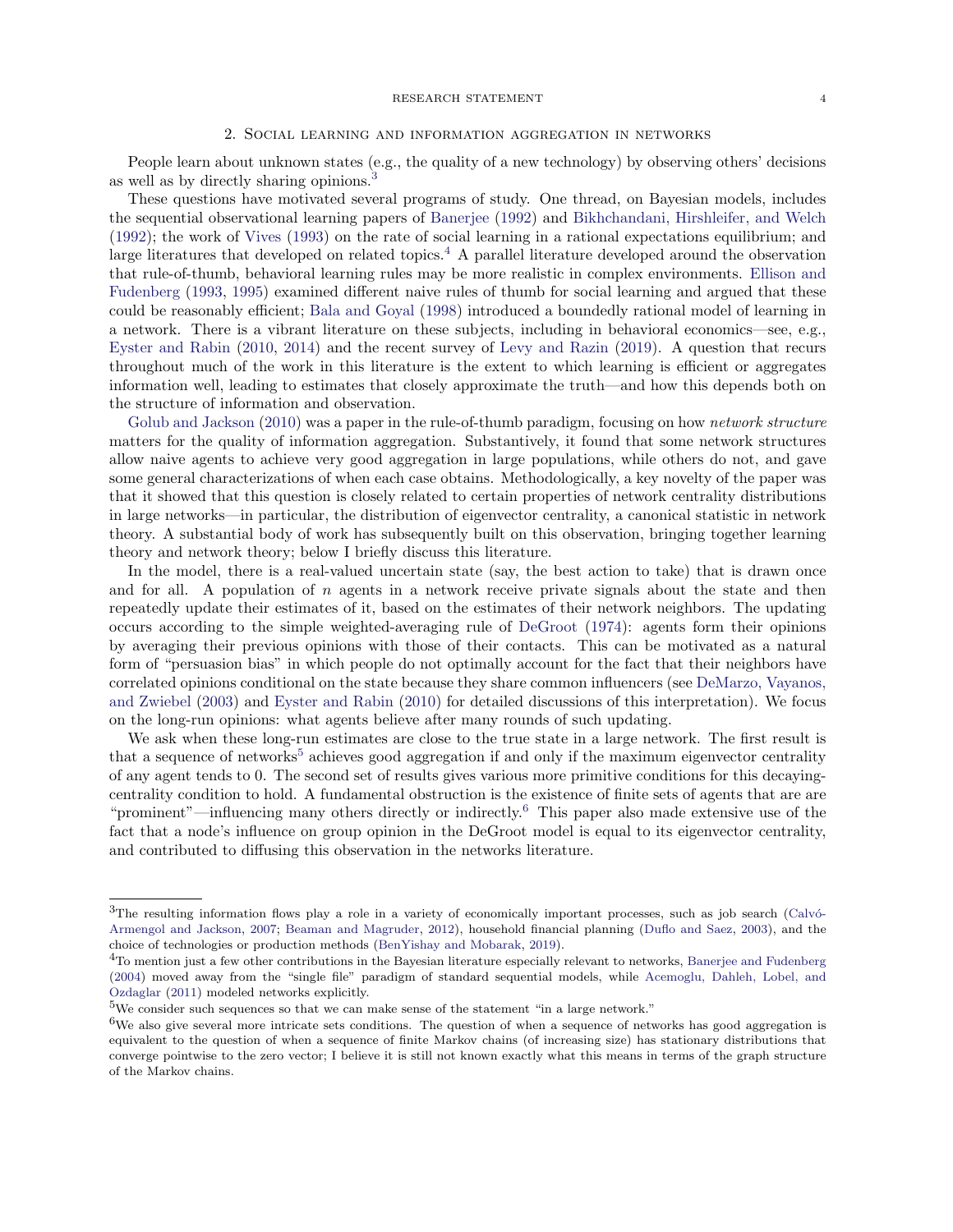## 2. Social learning and information aggregation in networks

People learn about unknown states (e.g., the quality of a new technology) by observing others' decisions as well as by directly sharing opinions.[3]

These questions have motivated several programs of study. One thread, on Bayesian models, includes the sequential observational learning papers of Banerjee (1992) and Bikhchandani, Hirshleifer, and Welch (1992); the work of Vives (1993) on the rate of social learning in a rational expectations equilibrium; and large literatures that developed on related topics.[4] A parallel literature developed around the observation that rule-of-thumb, behavioral learning rules may be more realistic in complex environments. Ellison and Fudenberg (1993, 1995) examined different naive rules of thumb for social learning and argued that these could be reasonably efficient; Bala and Goyal (1998) introduced a boundedly rational model of learning in a network. There is a vibrant literature on these subjects, including in behavioral economics—see, e.g., Eyster and Rabin (2010, 2014) and the recent survey of Levy and Razin (2019). A question that recurs throughout much of the work in this literature is the extent to which learning is efficient or aggregates information well, leading to estimates that closely approximate the truth—and how this depends both on the structure of information and observation.

Golub and Jackson (2010) was a paper in the rule-of-thumb paradigm, focusing on how *network structure* matters for the quality of information aggregation. Substantively, it found that some network structures allow naive agents to achieve very good aggregation in large populations, while others do not, and gave some general characterizations of when each case obtains. Methodologically, a key novelty of the paper was that it showed that this question is closely related to certain properties of network centrality distributions in large networks—in particular, the distribution of eigenvector centrality, a canonical statistic in network theory. A substantial body of work has subsequently built on this observation, bringing together learning theory and network theory; below I briefly discuss this literature.

In the model, there is a real-valued uncertain state (say, the best action to take) that is drawn once and for all. A population of $n$ agents in a network receive private signals about the state and then repeatedly update their estimates of it, based on the estimates of their network neighbors. The updating occurs according to the simple weighted-averaging rule of DeGroot (1974): agents form their opinions by averaging their previous opinions with those of their contacts. This can be motivated as a natural form of "persuasion bias" in which people do not optimally account for the fact that their neighbors have correlated opinions conditional on the state because they share common influencers (see DeMarzo, Vayanos, and Zwiebel (2003) and Eyster and Rabin (2010) for detailed discussions of this interpretation). We focus on the long-run opinions: what agents believe after many rounds of such updating.

We ask when these long-run estimates are close to the true state in a large network. The first result is that a sequence of networks[5] achieves good aggregation if and only if the maximum eigenvector centrality of any agent tends to 0. The second set of results gives various more primitive conditions for this decaying-centrality condition to hold. A fundamental obstruction is the existence of finite sets of agents that are are "prominent"—influencing many others directly or indirectly.[6] This paper also made extensive use of the fact that a node's influence on group opinion in the DeGroot model is equal to its eigenvector centrality, and contributed to diffusing this observation in the networks literature.

---

[3] The resulting information flows play a role in a variety of economically important processes, such as job search (Calvó-Armengol and Jackson, 2007; Beaman and Magruder, 2012), household financial planning (Duflo and Saez, 2003), and the choice of technologies or production methods (BenYishay and Mobarak, 2019).

[4] To mention just a few other contributions in the Bayesian literature especially relevant to networks, Banerjee and Fudenberg (2004) moved away from the "single file" paradigm of standard sequential models, while Acemoglu, Dahleh, Lobel, and Ozdaglar (2011) modeled networks explicitly.

[5] We consider such sequences so that we can make sense of the statement "in a large network."

[6] We also give several more intricate sets conditions. The question of when a sequence of networks has good aggregation is equivalent to the question of when a sequence of finite Markov chains (of increasing size) has stationary distributions that converge pointwise to the zero vector; I believe it is still not known exactly what this means in terms of the graph structure of the Markov chains.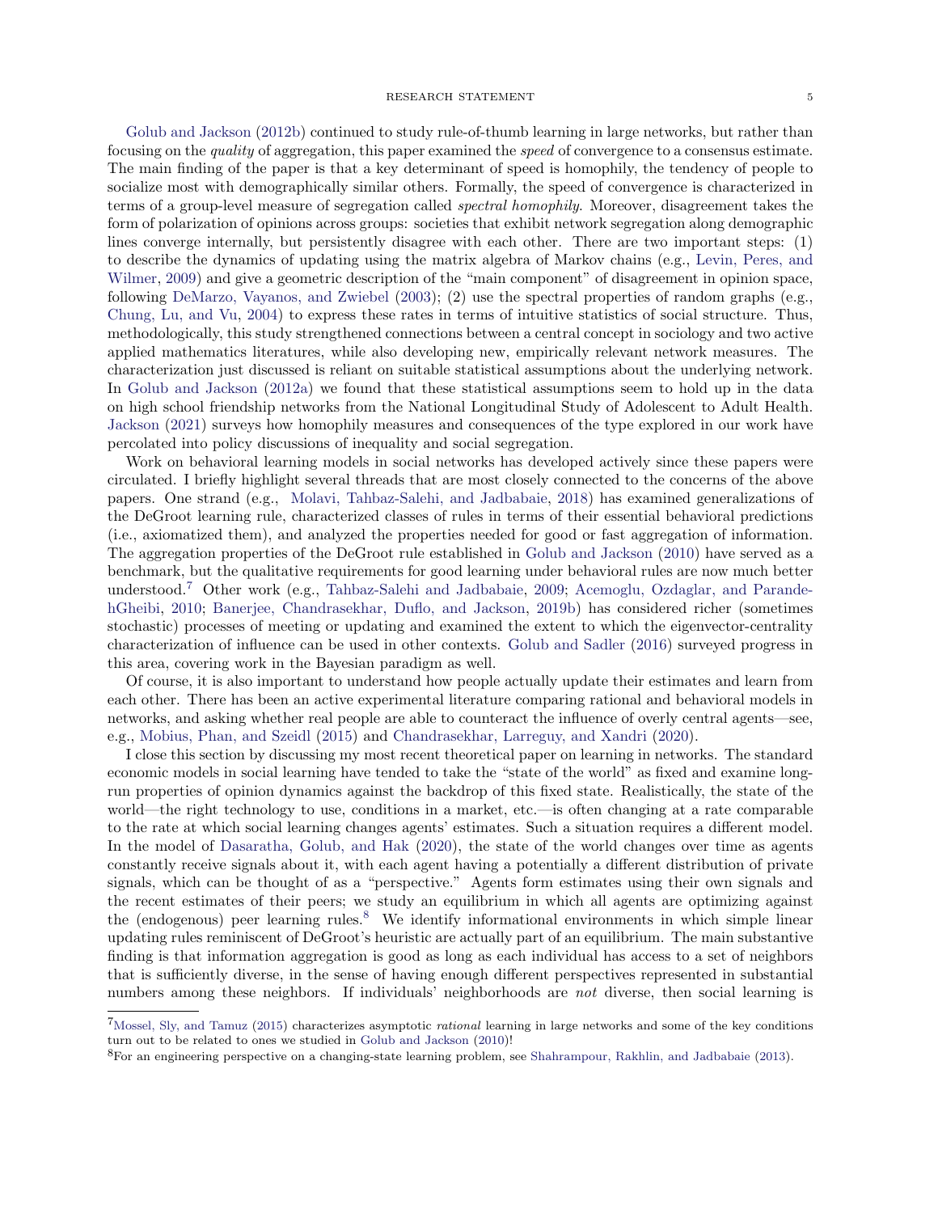Golub and Jackson (2012b) continued to study rule-of-thumb learning in large networks, but rather than focusing on the *quality* of aggregation, this paper examined the *speed* of convergence to a consensus estimate. The main finding of the paper is that a key determinant of speed is homophily, the tendency of people to socialize most with demographically similar others. Formally, the speed of convergence is characterized in terms of a group-level measure of segregation called *spectral homophily*. Moreover, disagreement takes the form of polarization of opinions across groups: societies that exhibit network segregation along demographic lines converge internally, but persistently disagree with each other. There are two important steps: (1) to describe the dynamics of updating using the matrix algebra of Markov chains (e.g., Levin, Peres, and Wilmer, 2009) and give a geometric description of the "main component" of disagreement in opinion space, following DeMarzo, Vayanos, and Zwiebel (2003); (2) use the spectral properties of random graphs (e.g., Chung, Lu, and Vu, 2004) to express these rates in terms of intuitive statistics of social structure. Thus, methodologically, this study strengthened connections between a central concept in sociology and two active applied mathematics literatures, while also developing new, empirically relevant network measures. The characterization just discussed is reliant on suitable statistical assumptions about the underlying network. In Golub and Jackson (2012a) we found that these statistical assumptions seem to hold up in the data on high school friendship networks from the National Longitudinal Study of Adolescent to Adult Health. Jackson (2021) surveys how homophily measures and consequences of the type explored in our work have percolated into policy discussions of inequality and social segregation.

Work on behavioral learning models in social networks has developed actively since these papers were circulated. I briefly highlight several threads that are most closely connected to the concerns of the above papers. One strand (e.g., Molavi, Tahbaz-Salehi, and Jadbabaie, 2018) has examined generalizations of the DeGroot learning rule, characterized classes of rules in terms of their essential behavioral predictions (i.e., axiomatized them), and analyzed the properties needed for good or fast aggregation of information. The aggregation properties of the DeGroot rule established in Golub and Jackson (2010) have served as a benchmark, but the qualitative requirements for good learning under behavioral rules are now much better understood.[7] Other work (e.g., Tahbaz-Salehi and Jadbabaie, 2009; Acemoglu, Ozdaglar, and ParandehGheibi, 2010; Banerjee, Chandrasekhar, Duflo, and Jackson, 2019b) has considered richer (sometimes stochastic) processes of meeting or updating and examined the extent to which the eigenvector-centrality characterization of influence can be used in other contexts. Golub and Sadler (2016) surveyed progress in this area, covering work in the Bayesian paradigm as well.

Of course, it is also important to understand how people actually update their estimates and learn from each other. There has been an active experimental literature comparing rational and behavioral models in networks, and asking whether real people are able to counteract the influence of overly central agents—see, e.g., Mobius, Phan, and Szeidl (2015) and Chandrasekhar, Larreguy, and Xandri (2020).

I close this section by discussing my most recent theoretical paper on learning in networks. The standard economic models in social learning have tended to take the "state of the world" as fixed and examine long-run properties of opinion dynamics against the backdrop of this fixed state. Realistically, the state of the world—the right technology to use, conditions in a market, etc.—is often changing at a rate comparable to the rate at which social learning changes agents' estimates. Such a situation requires a different model. In the model of Dasaratha, Golub, and Hak (2020), the state of the world changes over time as agents constantly receive signals about it, with each agent having a potentially a different distribution of private signals, which can be thought of as a "perspective." Agents form estimates using their own signals and the recent estimates of their peers; we study an equilibrium in which all agents are optimizing against the (endogenous) peer learning rules.[8] We identify informational environments in which simple linear updating rules reminiscent of DeGroot's heuristic are actually part of an equilibrium. The main substantive finding is that information aggregation is good as long as each individual has access to a set of neighbors that is sufficiently diverse, in the sense of having enough different perspectives represented in substantial numbers among these neighbors. If individuals' neighborhoods are *not* diverse, then social learning is

---

[7] Mossel, Sly, and Tamuz (2015) characterizes asymptotic *rational* learning in large networks and some of the key conditions turn out to be related to ones we studied in Golub and Jackson (2010)!

[8] For an engineering perspective on a changing-state learning problem, see Shahrampour, Rakhlin, and Jadbabaie (2013).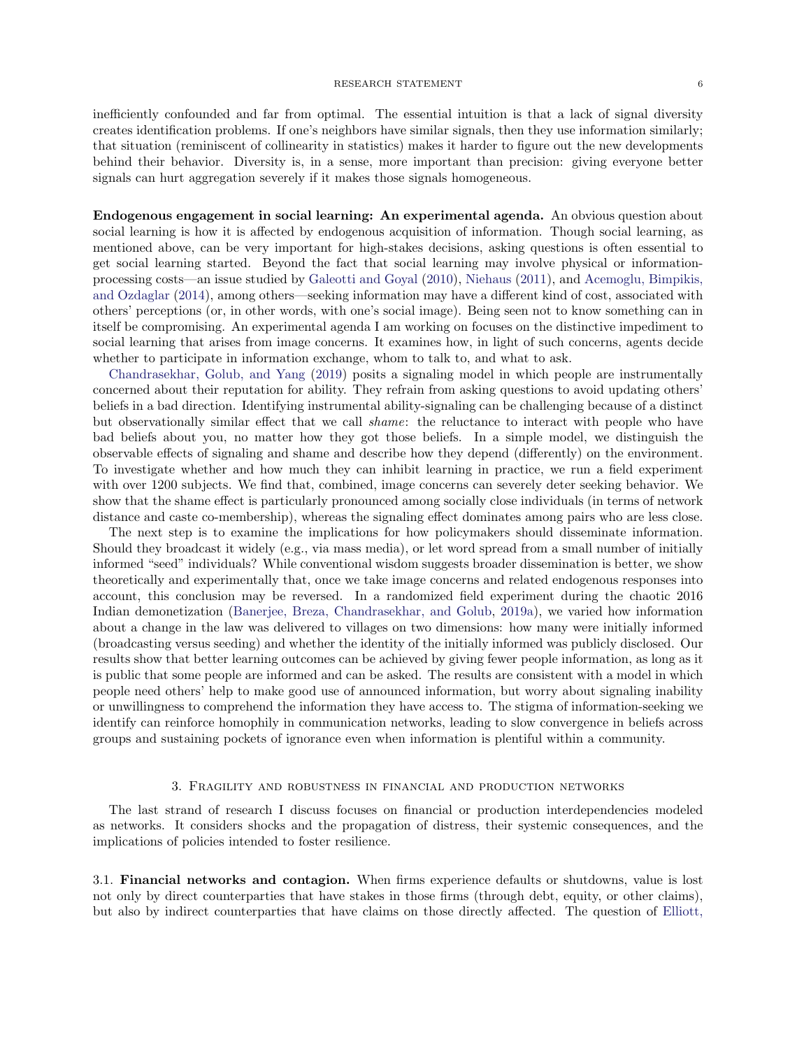inefficiently confounded and far from optimal. The essential intuition is that a lack of signal diversity creates identification problems. If one's neighbors have similar signals, then they use information similarly; that situation (reminiscent of collinearity in statistics) makes it harder to figure out the new developments behind their behavior. Diversity is, in a sense, more important than precision: giving everyone better signals can hurt aggregation severely if it makes those signals homogeneous.

**Endogenous engagement in social learning: An experimental agenda.** An obvious question about social learning is how it is affected by endogenous acquisition of information. Though social learning, as mentioned above, can be very important for high-stakes decisions, asking questions is often essential to get social learning started. Beyond the fact that social learning may involve physical or information-processing costs—an issue studied by Galeotti and Goyal (2010), Niehaus (2011), and Acemoglu, Bimpikis, and Ozdaglar (2014), among others—seeking information may have a different kind of cost, associated with others' perceptions (or, in other words, with one's social image). Being seen not to know something can in itself be compromising. An experimental agenda I am working on focuses on the distinctive impediment to social learning that arises from image concerns. It examines how, in light of such concerns, agents decide whether to participate in information exchange, whom to talk to, and what to ask.

Chandrasekhar, Golub, and Yang (2019) posits a signaling model in which people are instrumentally concerned about their reputation for ability. They refrain from asking questions to avoid updating others' beliefs in a bad direction. Identifying instrumental ability-signaling can be challenging because of a distinct but observationally similar effect that we call *shame*: the reluctance to interact with people who have bad beliefs about you, no matter how they got those beliefs. In a simple model, we distinguish the observable effects of signaling and shame and describe how they depend (differently) on the environment. To investigate whether and how much they can inhibit learning in practice, we run a field experiment with over 1200 subjects. We find that, combined, image concerns can severely deter seeking behavior. We show that the shame effect is particularly pronounced among socially close individuals (in terms of network distance and caste co-membership), whereas the signaling effect dominates among pairs who are less close.

The next step is to examine the implications for how policymakers should disseminate information. Should they broadcast it widely (e.g., via mass media), or let word spread from a small number of initially informed "seed" individuals? While conventional wisdom suggests broader dissemination is better, we show theoretically and experimentally that, once we take image concerns and related endogenous responses into account, this conclusion may be reversed. In a randomized field experiment during the chaotic 2016 Indian demonetization (Banerjee, Breza, Chandrasekhar, and Golub, 2019a), we varied how information about a change in the law was delivered to villages on two dimensions: how many were initially informed (broadcasting versus seeding) and whether the identity of the initially informed was publicly disclosed. Our results show that better learning outcomes can be achieved by giving fewer people information, as long as it is public that some people are informed and can be asked. The results are consistent with a model in which people need others' help to make good use of announced information, but worry about signaling inability or unwillingness to comprehend the information they have access to. The stigma of information-seeking we identify can reinforce homophily in communication networks, leading to slow convergence in beliefs across groups and sustaining pockets of ignorance even when information is plentiful within a community.

## 3. Fragility and robustness in financial and production networks

The last strand of research I discuss focuses on financial or production interdependencies modeled as networks. It considers shocks and the propagation of distress, their systemic consequences, and the implications of policies intended to foster resilience.

### 3.1. Financial networks and contagion.

When firms experience defaults or shutdowns, value is lost not only by direct counterparties that have stakes in those firms (through debt, equity, or other claims), but also by indirect counterparties that have claims on those directly affected. The question of Elliott,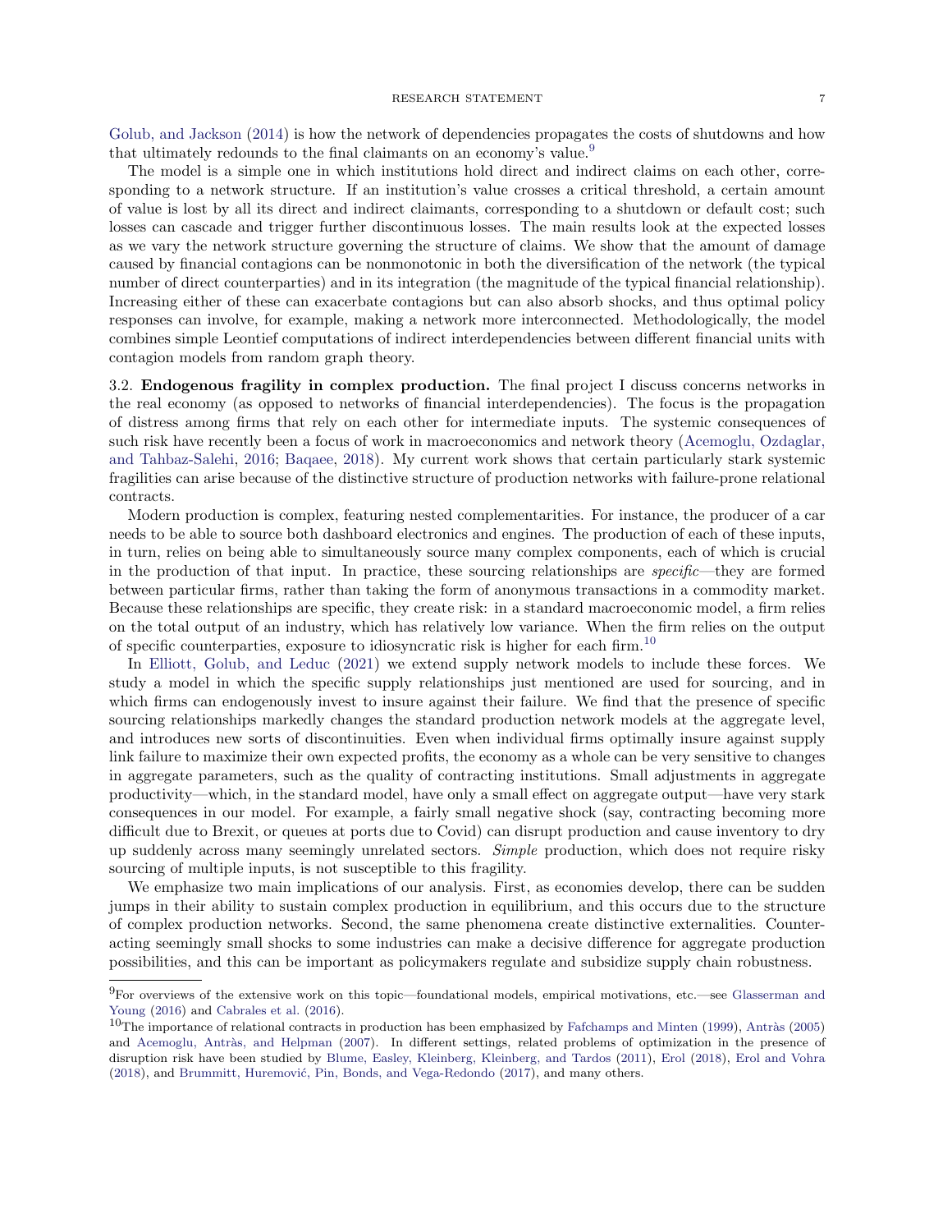Golub, and Jackson (2014) is how the network of dependencies propagates the costs of shutdowns and how that ultimately redounds to the final claimants on an economy's value.[9]

The model is a simple one in which institutions hold direct and indirect claims on each other, corresponding to a network structure. If an institution's value crosses a critical threshold, a certain amount of value is lost by all its direct and indirect claimants, corresponding to a shutdown or default cost; such losses can cascade and trigger further discontinuous losses. The main results look at the expected losses as we vary the network structure governing the structure of claims. We show that the amount of damage caused by financial contagions can be nonmonotonic in both the diversification of the network (the typical number of direct counterparties) and in its integration (the magnitude of the typical financial relationship). Increasing either of these can exacerbate contagions but can also absorb shocks, and thus optimal policy responses can involve, for example, making a network more interconnected. Methodologically, the model combines simple Leontief computations of indirect interdependencies between different financial units with contagion models from random graph theory.

3.2. **Endogenous fragility in complex production.** The final project I discuss concerns networks in the real economy (as opposed to networks of financial interdependencies). The focus is the propagation of distress among firms that rely on each other for intermediate inputs. The systemic consequences of such risk have recently been a focus of work in macroeconomics and network theory (Acemoglu, Ozdaglar, and Tahbaz-Salehi, 2016; Baqaee, 2018). My current work shows that certain particularly stark systemic fragilities can arise because of the distinctive structure of production networks with failure-prone relational contracts.

Modern production is complex, featuring nested complementarities. For instance, the producer of a car needs to be able to source both dashboard electronics and engines. The production of each of these inputs, in turn, relies on being able to simultaneously source many complex components, each of which is crucial in the production of that input. In practice, these sourcing relationships are *specific*—they are formed between particular firms, rather than taking the form of anonymous transactions in a commodity market. Because these relationships are specific, they create risk: in a standard macroeconomic model, a firm relies on the total output of an industry, which has relatively low variance. When the firm relies on the output of specific counterparties, exposure to idiosyncratic risk is higher for each firm.[10]

In Elliott, Golub, and Leduc (2021) we extend supply network models to include these forces. We study a model in which the specific supply relationships just mentioned are used for sourcing, and in which firms can endogenously invest to insure against their failure. We find that the presence of specific sourcing relationships markedly changes the standard production network models at the aggregate level, and introduces new sorts of discontinuities. Even when individual firms optimally insure against supply link failure to maximize their own expected profits, the economy as a whole can be very sensitive to changes in aggregate parameters, such as the quality of contracting institutions. Small adjustments in aggregate productivity—which, in the standard model, have only a small effect on aggregate output—have very stark consequences in our model. For example, a fairly small negative shock (say, contracting becoming more difficult due to Brexit, or queues at ports due to Covid) can disrupt production and cause inventory to dry up suddenly across many seemingly unrelated sectors. *Simple* production, which does not require risky sourcing of multiple inputs, is not susceptible to this fragility.

We emphasize two main implications of our analysis. First, as economies develop, there can be sudden jumps in their ability to sustain complex production in equilibrium, and this occurs due to the structure of complex production networks. Second, the same phenomena create distinctive externalities. Counteracting seemingly small shocks to some industries can make a decisive difference for aggregate production possibilities, and this can be important as policymakers regulate and subsidize supply chain robustness.

---

[9] For overviews of the extensive work on this topic—foundational models, empirical motivations, etc.—see Glasserman and Young (2016) and Cabrales et al. (2016).

[10] The importance of relational contracts in production has been emphasized by Fafchamps and Minten (1999), Antràs (2005) and Acemoglu, Antràs, and Helpman (2007). In different settings, related problems of optimization in the presence of disruption risk have been studied by Blume, Easley, Kleinberg, Kleinberg, and Tardos (2011), Erol (2018), Erol and Vohra (2018), and Brummitt, Huremović, Pin, Bonds, and Vega-Redondo (2017), and many others.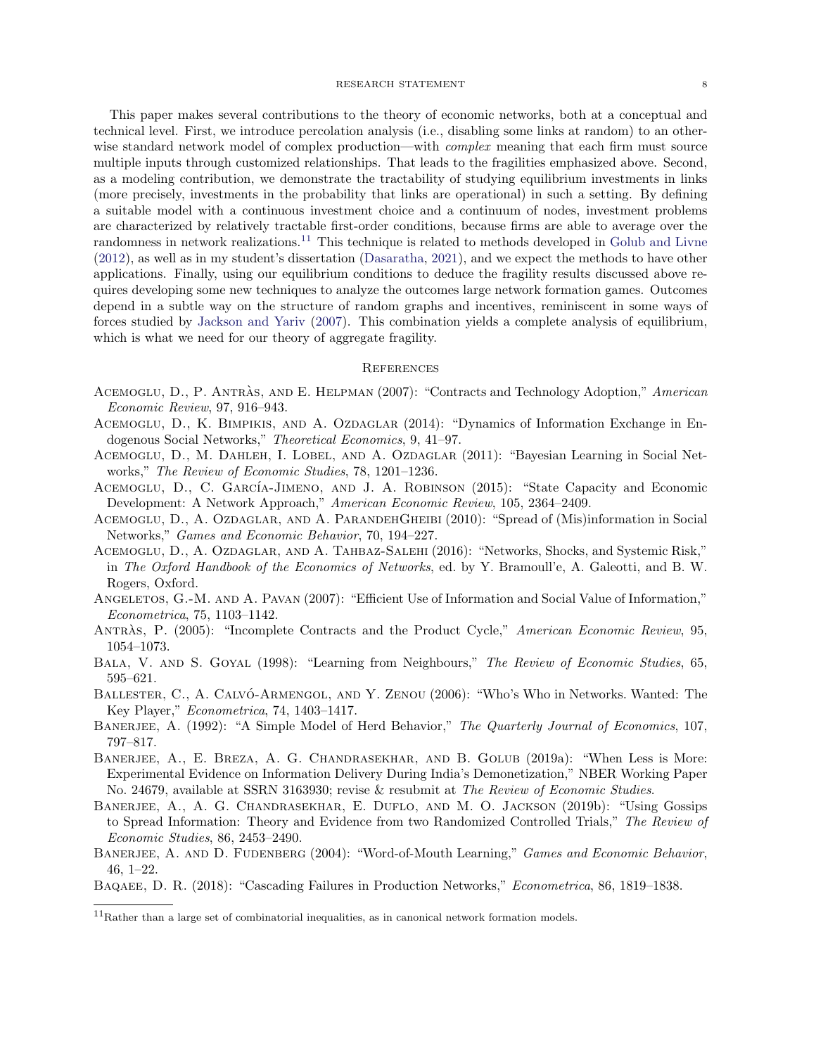This paper makes several contributions to the theory of economic networks, both at a conceptual and technical level. First, we introduce percolation analysis (i.e., disabling some links at random) to an otherwise standard network model of complex production—with *complex* meaning that each firm must source multiple inputs through customized relationships. That leads to the fragilities emphasized above. Second, as a modeling contribution, we demonstrate the tractability of studying equilibrium investments in links (more precisely, investments in the probability that links are operational) in such a setting. By defining a suitable model with a continuous investment choice and a continuum of nodes, investment problems are characterized by relatively tractable first-order conditions, because firms are able to average over the randomness in network realizations.[11] This technique is related to methods developed in Golub and Livne (2012), as well as in my student's dissertation (Dasaratha, 2021), and we expect the methods to have other applications. Finally, using our equilibrium conditions to deduce the fragility results discussed above requires developing some new techniques to analyze the outcomes large network formation games. Outcomes depend in a subtle way on the structure of random graphs and incentives, reminiscent in some ways of forces studied by Jackson and Yariv (2007). This combination yields a complete analysis of equilibrium, which is what we need for our theory of aggregate fragility.

## References

Acemoglu, D., P. Antràs, and E. Helpman (2007): "Contracts and Technology Adoption," *American Economic Review*, 97, 916–943.

Acemoglu, D., K. Bimpikis, and A. Ozdaglar (2014): "Dynamics of Information Exchange in Endogenous Social Networks," *Theoretical Economics*, 9, 41–97.

Acemoglu, D., M. Dahleh, I. Lobel, and A. Ozdaglar (2011): "Bayesian Learning in Social Networks," *The Review of Economic Studies*, 78, 1201–1236.

Acemoglu, D., C. García-Jimeno, and J. A. Robinson (2015): "State Capacity and Economic Development: A Network Approach," *American Economic Review*, 105, 2364–2409.

Acemoglu, D., A. Ozdaglar, and A. ParandehGheibi (2010): "Spread of (Mis)information in Social Networks," *Games and Economic Behavior*, 70, 194–227.

Acemoglu, D., A. Ozdaglar, and A. Tahbaz-Salehi (2016): "Networks, Shocks, and Systemic Risk," in *The Oxford Handbook of the Economics of Networks*, ed. by Y. Bramoull'e, A. Galeotti, and B. W. Rogers, Oxford.

Angeletos, G.-M. and A. Pavan (2007): "Efficient Use of Information and Social Value of Information," *Econometrica*, 75, 1103–1142.

Antràs, P. (2005): "Incomplete Contracts and the Product Cycle," *American Economic Review*, 95, 1054–1073.

Bala, V. and S. Goyal (1998): "Learning from Neighbours," *The Review of Economic Studies*, 65, 595–621.

Ballester, C., A. Calvó-Armengol, and Y. Zenou (2006): "Who's Who in Networks. Wanted: The Key Player," *Econometrica*, 74, 1403–1417.

Banerjee, A. (1992): "A Simple Model of Herd Behavior," *The Quarterly Journal of Economics*, 107, 797–817.

Banerjee, A., E. Breza, A. G. Chandrasekhar, and B. Golub (2019a): "When Less is More: Experimental Evidence on Information Delivery During India's Demonetization," NBER Working Paper No. 24679, available at SSRN 3163930; revise & resubmit at *The Review of Economic Studies*.

Banerjee, A., A. G. Chandrasekhar, E. Duflo, and M. O. Jackson (2019b): "Using Gossips to Spread Information: Theory and Evidence from two Randomized Controlled Trials," *The Review of Economic Studies*, 86, 2453–2490.

Banerjee, A. and D. Fudenberg (2004): "Word-of-Mouth Learning," *Games and Economic Behavior*, 46, 1–22.

Baqaee, D. R. (2018): "Cascading Failures in Production Networks," *Econometrica*, 86, 1819–1838.

[11] Rather than a large set of combinatorial inequalities, as in canonical network formation models.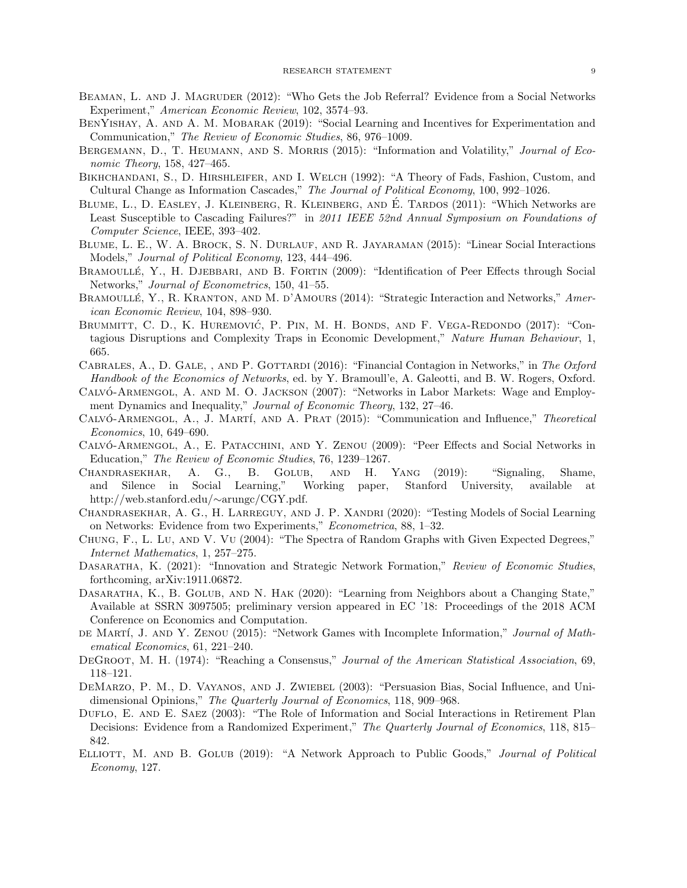Beaman, L. and J. Magruder (2012): "Who Gets the Job Referral? Evidence from a Social Networks Experiment," *American Economic Review*, 102, 3574–93.

BenYishay, A. and A. M. Mobarak (2019): "Social Learning and Incentives for Experimentation and Communication," *The Review of Economic Studies*, 86, 976–1009.

Bergemann, D., T. Heumann, and S. Morris (2015): "Information and Volatility," *Journal of Economic Theory*, 158, 427–465.

Bikhchandani, S., D. Hirshleifer, and I. Welch (1992): "A Theory of Fads, Fashion, Custom, and Cultural Change as Information Cascades," *The Journal of Political Economy*, 100, 992–1026.

Blume, L., D. Easley, J. Kleinberg, R. Kleinberg, and É. Tardos (2011): "Which Networks are Least Susceptible to Cascading Failures?" in *2011 IEEE 52nd Annual Symposium on Foundations of Computer Science*, IEEE, 393–402.

Blume, L. E., W. A. Brock, S. N. Durlauf, and R. Jayaraman (2015): "Linear Social Interactions Models," *Journal of Political Economy*, 123, 444–496.

Bramoullé, Y., H. Djebbari, and B. Fortin (2009): "Identification of Peer Effects through Social Networks," *Journal of Econometrics*, 150, 41–55.

Bramoullé, Y., R. Kranton, and M. d'Amours (2014): "Strategic Interaction and Networks," *American Economic Review*, 104, 898–930.

Brummitt, C. D., K. Huremović, P. Pin, M. H. Bonds, and F. Vega-Redondo (2017): "Contagious Disruptions and Complexity Traps in Economic Development," *Nature Human Behaviour*, 1, 665.

Cabrales, A., D. Gale, , and P. Gottardi (2016): "Financial Contagion in Networks," in *The Oxford Handbook of the Economics of Networks*, ed. by Y. Bramoull'e, A. Galeotti, and B. W. Rogers, Oxford.

Calvó-Armengol, A. and M. O. Jackson (2007): "Networks in Labor Markets: Wage and Employment Dynamics and Inequality," *Journal of Economic Theory*, 132, 27–46.

Calvó-Armengol, A., J. Martí, and A. Prat (2015): "Communication and Influence," *Theoretical Economics*, 10, 649–690.

Calvó-Armengol, A., E. Patacchini, and Y. Zenou (2009): "Peer Effects and Social Networks in Education," *The Review of Economic Studies*, 76, 1239–1267.

Chandrasekhar, A. G., B. Golub, and H. Yang (2019): "Signaling, Shame, and Silence in Social Learning," Working paper, Stanford University, available at http://web.stanford.edu/∼arungc/CGY.pdf.

Chandrasekhar, A. G., H. Larreguy, and J. P. Xandri (2020): "Testing Models of Social Learning on Networks: Evidence from two Experiments," *Econometrica*, 88, 1–32.

Chung, F., L. Lu, and V. Vu (2004): "The Spectra of Random Graphs with Given Expected Degrees," *Internet Mathematics*, 1, 257–275.

Dasaratha, K. (2021): "Innovation and Strategic Network Formation," *Review of Economic Studies*, forthcoming, arXiv:1911.06872.

Dasaratha, K., B. Golub, and N. Hak (2020): "Learning from Neighbors about a Changing State," Available at SSRN 3097505; preliminary version appeared in EC '18: Proceedings of the 2018 ACM Conference on Economics and Computation.

de Martí, J. and Y. Zenou (2015): "Network Games with Incomplete Information," *Journal of Mathematical Economics*, 61, 221–240.

DeGroot, M. H. (1974): "Reaching a Consensus," *Journal of the American Statistical Association*, 69, 118–121.

DeMarzo, P. M., D. Vayanos, and J. Zwiebel (2003): "Persuasion Bias, Social Influence, and Unidimensional Opinions," *The Quarterly Journal of Economics*, 118, 909–968.

Duflo, E. and E. Saez (2003): "The Role of Information and Social Interactions in Retirement Plan Decisions: Evidence from a Randomized Experiment," *The Quarterly Journal of Economics*, 118, 815–842.

Elliott, M. and B. Golub (2019): "A Network Approach to Public Goods," *Journal of Political Economy*, 127.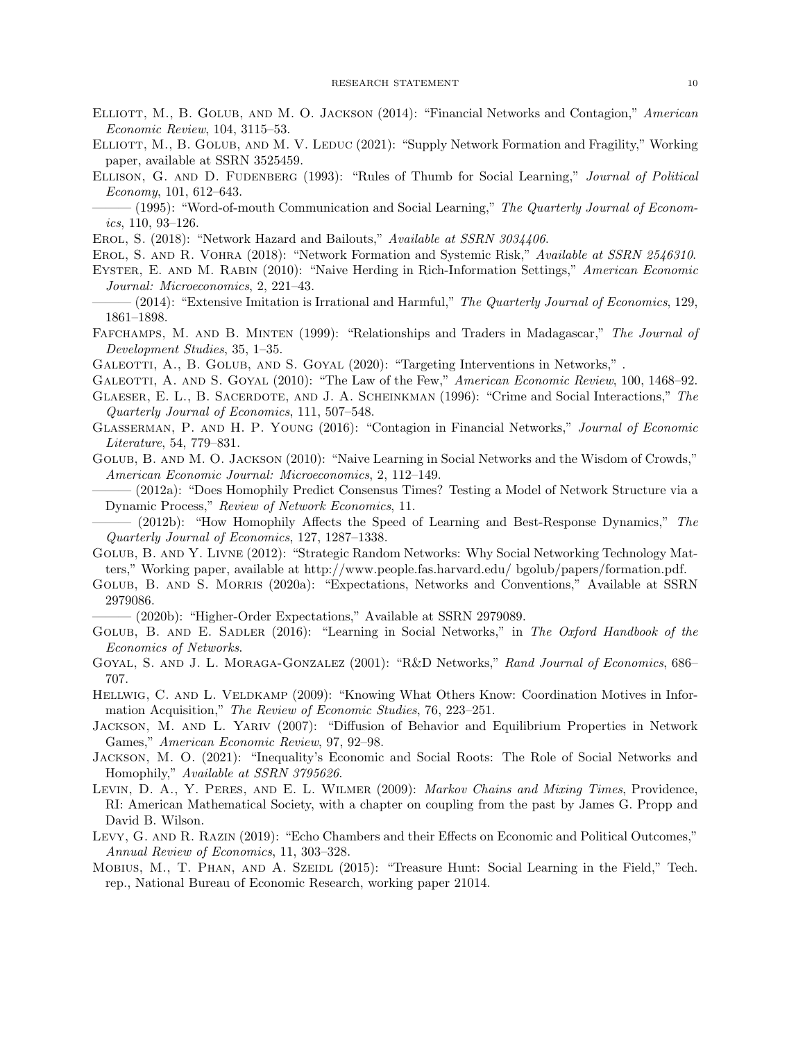Elliott, M., B. Golub, and M. O. Jackson (2014): "Financial Networks and Contagion," *American Economic Review*, 104, 3115–53.

Elliott, M., B. Golub, and M. V. Leduc (2021): "Supply Network Formation and Fragility," Working paper, available at SSRN 3525459.

Ellison, G. and D. Fudenberg (1993): "Rules of Thumb for Social Learning," *Journal of Political Economy*, 101, 612–643.

——— (1995): "Word-of-mouth Communication and Social Learning," *The Quarterly Journal of Economics*, 110, 93–126.

Erol, S. (2018): "Network Hazard and Bailouts," *Available at SSRN 3034406*.

Erol, S. and R. Vohra (2018): "Network Formation and Systemic Risk," *Available at SSRN 2546310*.

Eyster, E. and M. Rabin (2010): "Naive Herding in Rich-Information Settings," *American Economic Journal: Microeconomics*, 2, 221–43.

——— (2014): "Extensive Imitation is Irrational and Harmful," *The Quarterly Journal of Economics*, 129, 1861–1898.

Fafchamps, M. and B. Minten (1999): "Relationships and Traders in Madagascar," *The Journal of Development Studies*, 35, 1–35.

Galeotti, A., B. Golub, and S. Goyal (2020): "Targeting Interventions in Networks," .

Galeotti, A. and S. Goyal (2010): "The Law of the Few," *American Economic Review*, 100, 1468–92.

Glaeser, E. L., B. Sacerdote, and J. A. Scheinkman (1996): "Crime and Social Interactions," *The Quarterly Journal of Economics*, 111, 507–548.

Glasserman, P. and H. P. Young (2016): "Contagion in Financial Networks," *Journal of Economic Literature*, 54, 779–831.

Golub, B. and M. O. Jackson (2010): "Naive Learning in Social Networks and the Wisdom of Crowds," *American Economic Journal: Microeconomics*, 2, 112–149.

——— (2012a): "Does Homophily Predict Consensus Times? Testing a Model of Network Structure via a Dynamic Process," *Review of Network Economics*, 11.

——— (2012b): "How Homophily Affects the Speed of Learning and Best-Response Dynamics," *The Quarterly Journal of Economics*, 127, 1287–1338.

Golub, B. and Y. Livne (2012): "Strategic Random Networks: Why Social Networking Technology Matters," Working paper, available at http://www.people.fas.harvard.edu/ bgolub/papers/formation.pdf.

Golub, B. and S. Morris (2020a): "Expectations, Networks and Conventions," Available at SSRN 2979086.

——— (2020b): "Higher-Order Expectations," Available at SSRN 2979089.

Golub, B. and E. Sadler (2016): "Learning in Social Networks," in *The Oxford Handbook of the Economics of Networks*.

Goyal, S. and J. L. Moraga-Gonzalez (2001): "R&D Networks," *Rand Journal of Economics*, 686–707.

Hellwig, C. and L. Veldkamp (2009): "Knowing What Others Know: Coordination Motives in Information Acquisition," *The Review of Economic Studies*, 76, 223–251.

Jackson, M. and L. Yariv (2007): "Diffusion of Behavior and Equilibrium Properties in Network Games," *American Economic Review*, 97, 92–98.

Jackson, M. O. (2021): "Inequality's Economic and Social Roots: The Role of Social Networks and Homophily," *Available at SSRN 3795626*.

Levin, D. A., Y. Peres, and E. L. Wilmer (2009): *Markov Chains and Mixing Times*, Providence, RI: American Mathematical Society, with a chapter on coupling from the past by James G. Propp and David B. Wilson.

Levy, G. and R. Razin (2019): "Echo Chambers and their Effects on Economic and Political Outcomes," *Annual Review of Economics*, 11, 303–328.

Mobius, M., T. Phan, and A. Szeidl (2015): "Treasure Hunt: Social Learning in the Field," Tech. rep., National Bureau of Economic Research, working paper 21014.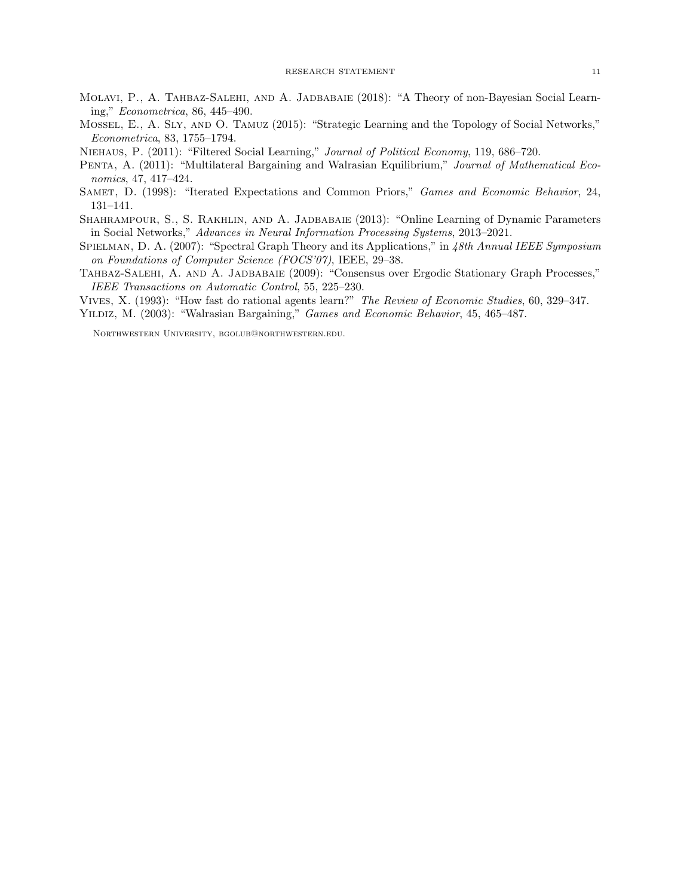Molavi, P., A. Tahbaz-Salehi, and A. Jadbabaie (2018): "A Theory of non-Bayesian Social Learning," *Econometrica*, 86, 445–490.

Mossel, E., A. Sly, and O. Tamuz (2015): "Strategic Learning and the Topology of Social Networks," *Econometrica*, 83, 1755–1794.

Niehaus, P. (2011): "Filtered Social Learning," *Journal of Political Economy*, 119, 686–720.

Penta, A. (2011): "Multilateral Bargaining and Walrasian Equilibrium," *Journal of Mathematical Economics*, 47, 417–424.

Samet, D. (1998): "Iterated Expectations and Common Priors," *Games and Economic Behavior*, 24, 131–141.

Shahrampour, S., S. Rakhlin, and A. Jadbabaie (2013): "Online Learning of Dynamic Parameters in Social Networks," *Advances in Neural Information Processing Systems*, 2013–2021.

Spielman, D. A. (2007): "Spectral Graph Theory and its Applications," in *48th Annual IEEE Symposium on Foundations of Computer Science (FOCS'07)*, IEEE, 29–38.

Tahbaz-Salehi, A. and A. Jadbabaie (2009): "Consensus over Ergodic Stationary Graph Processes," *IEEE Transactions on Automatic Control*, 55, 225–230.

Vives, X. (1993): "How fast do rational agents learn?" *The Review of Economic Studies*, 60, 329–347.

Yildiz, M. (2003): "Walrasian Bargaining," *Games and Economic Behavior*, 45, 465–487.

Northwestern University, bgolub@northwestern.edu.